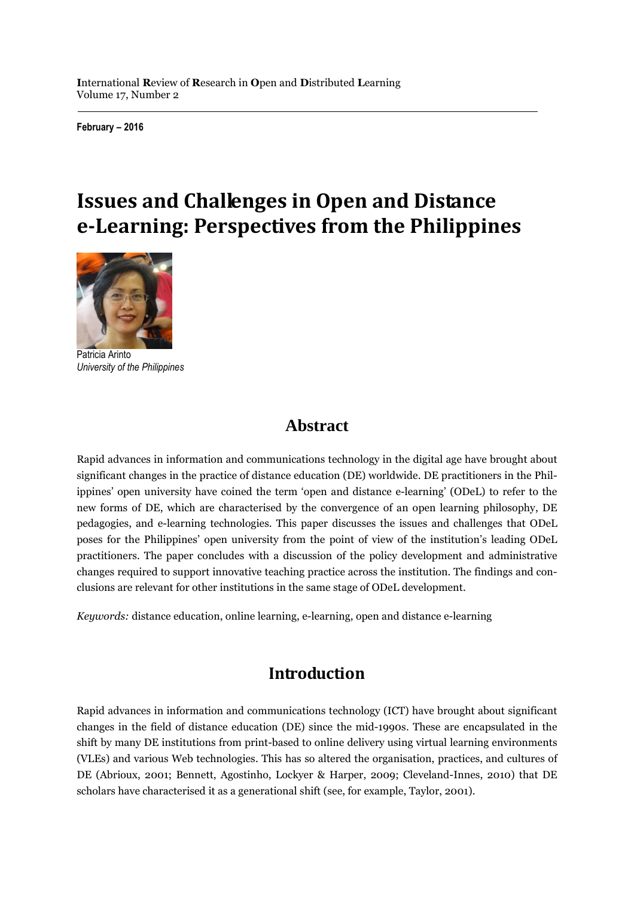**I**nternational **R**eview of **R**esearch in **O**pen and **D**istributed **L**earning
Volume 17, Number 2

**February – 2016**

# Issues and Challenges in Open and Distance e-Learning: Perspectives from the Philippines

Patricia Arinto
*University of the Philippines*

## Abstract

Rapid advances in information and communications technology in the digital age have brought about significant changes in the practice of distance education (DE) worldwide. DE practitioners in the Philippines' open university have coined the term 'open and distance e-learning' (ODeL) to refer to the new forms of DE, which are characterised by the convergence of an open learning philosophy, DE pedagogies, and e-learning technologies. This paper discusses the issues and challenges that ODeL poses for the Philippines' open university from the point of view of the institution's leading ODeL practitioners. The paper concludes with a discussion of the policy development and administrative changes required to support innovative teaching practice across the institution. The findings and conclusions are relevant for other institutions in the same stage of ODeL development.

*Keywords:* distance education, online learning, e-learning, open and distance e-learning

## Introduction

Rapid advances in information and communications technology (ICT) have brought about significant changes in the field of distance education (DE) since the mid-1990s. These are encapsulated in the shift by many DE institutions from print-based to online delivery using virtual learning environments (VLEs) and various Web technologies. This has so altered the organisation, practices, and cultures of DE (Abrioux, 2001; Bennett, Agostinho, Lockyer & Harper, 2009; Cleveland-Innes, 2010) that DE scholars have characterised it as a generational shift (see, for example, Taylor, 2001).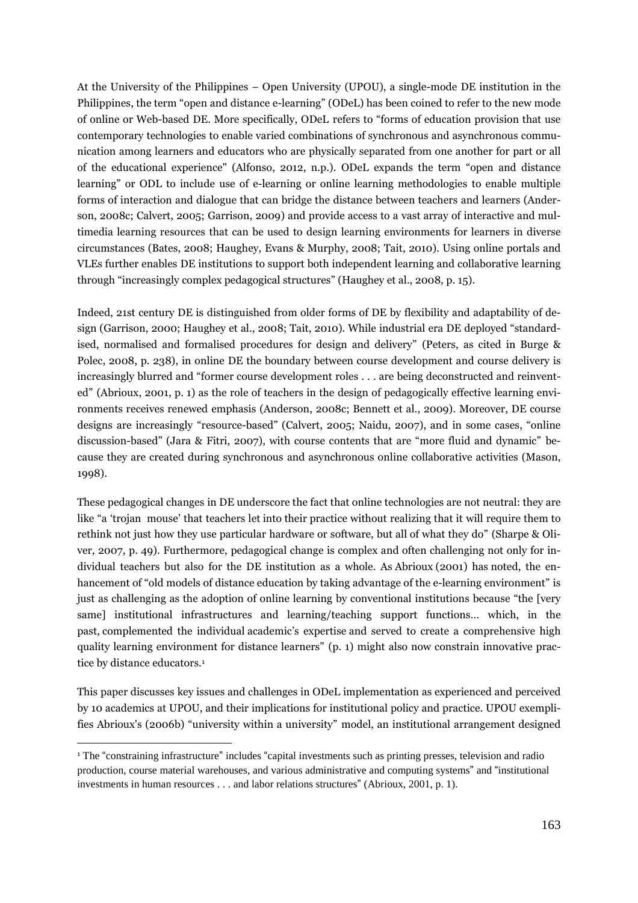At the University of the Philippines – Open University (UPOU), a single-mode DE institution in the Philippines, the term "open and distance e-learning" (ODeL) has been coined to refer to the new mode of online or Web-based DE. More specifically, ODeL refers to "forms of education provision that use contemporary technologies to enable varied combinations of synchronous and asynchronous communication among learners and educators who are physically separated from one another for part or all of the educational experience" (Alfonso, 2012, n.p.). ODeL expands the term "open and distance learning" or ODL to include use of e-learning or online learning methodologies to enable multiple forms of interaction and dialogue that can bridge the distance between teachers and learners (Anderson, 2008c; Calvert, 2005; Garrison, 2009) and provide access to a vast array of interactive and multimedia learning resources that can be used to design learning environments for learners in diverse circumstances (Bates, 2008; Haughey, Evans & Murphy, 2008; Tait, 2010). Using online portals and VLEs further enables DE institutions to support both independent learning and collaborative learning through "increasingly complex pedagogical structures" (Haughey et al., 2008, p. 15).

Indeed, 21st century DE is distinguished from older forms of DE by flexibility and adaptability of design (Garrison, 2000; Haughey et al., 2008; Tait, 2010). While industrial era DE deployed "standardised, normalised and formalised procedures for design and delivery" (Peters, as cited in Burge & Polec, 2008, p. 238), in online DE the boundary between course development and course delivery is increasingly blurred and "former course development roles . . . are being deconstructed and reinvented" (Abrioux, 2001, p. 1) as the role of teachers in the design of pedagogically effective learning environments receives renewed emphasis (Anderson, 2008c; Bennett et al., 2009). Moreover, DE course designs are increasingly "resource-based" (Calvert, 2005; Naidu, 2007), and in some cases, "online discussion-based" (Jara & Fitri, 2007), with course contents that are "more fluid and dynamic" because they are created during synchronous and asynchronous online collaborative activities (Mason, 1998).

These pedagogical changes in DE underscore the fact that online technologies are not neutral: they are like "a 'trojan mouse' that teachers let into their practice without realizing that it will require them to rethink not just how they use particular hardware or software, but all of what they do" (Sharpe & Oliver, 2007, p. 49). Furthermore, pedagogical change is complex and often challenging not only for individual teachers but also for the DE institution as a whole. As Abrioux (2001) has noted, the enhancement of "old models of distance education by taking advantage of the e-learning environment" is just as challenging as the adoption of online learning by conventional institutions because "the [very same] institutional infrastructures and learning/teaching support functions... which, in the past, complemented the individual academic's expertise and served to create a comprehensive high quality learning environment for distance learners" (p. 1) might also now constrain innovative practice by distance educators.[1]

This paper discusses key issues and challenges in ODeL implementation as experienced and perceived by 10 academics at UPOU, and their implications for institutional policy and practice. UPOU exemplifies Abrioux's (2006b) "university within a university" model, an institutional arrangement designed

---

[1] The "constraining infrastructure" includes "capital investments such as printing presses, television and radio production, course material warehouses, and various administrative and computing systems" and "institutional investments in human resources . . . and labor relations structures" (Abrioux, 2001, p. 1).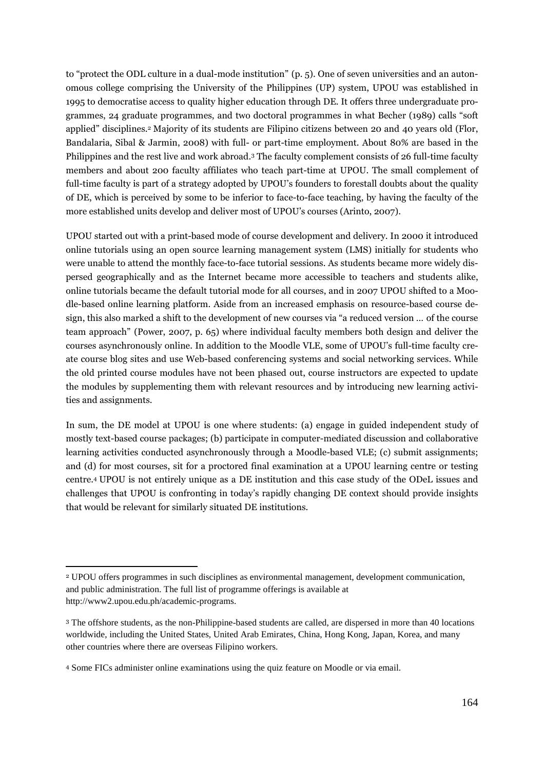to "protect the ODL culture in a dual-mode institution" (p. 5). One of seven universities and an autonomous college comprising the University of the Philippines (UP) system, UPOU was established in 1995 to democratise access to quality higher education through DE. It offers three undergraduate programmes, 24 graduate programmes, and two doctoral programmes in what Becher (1989) calls "soft applied" disciplines.[2] Majority of its students are Filipino citizens between 20 and 40 years old (Flor, Bandalaria, Sibal & Jarmin, 2008) with full- or part-time employment. About 80% are based in the Philippines and the rest live and work abroad.[3] The faculty complement consists of 26 full-time faculty members and about 200 faculty affiliates who teach part-time at UPOU. The small complement of full-time faculty is part of a strategy adopted by UPOU's founders to forestall doubts about the quality of DE, which is perceived by some to be inferior to face-to-face teaching, by having the faculty of the more established units develop and deliver most of UPOU's courses (Arinto, 2007).

UPOU started out with a print-based mode of course development and delivery. In 2000 it introduced online tutorials using an open source learning management system (LMS) initially for students who were unable to attend the monthly face-to-face tutorial sessions. As students became more widely dispersed geographically and as the Internet became more accessible to teachers and students alike, online tutorials became the default tutorial mode for all courses, and in 2007 UPOU shifted to a Moodle-based online learning platform. Aside from an increased emphasis on resource-based course design, this also marked a shift to the development of new courses via "a reduced version … of the course team approach" (Power, 2007, p. 65) where individual faculty members both design and deliver the courses asynchronously online. In addition to the Moodle VLE, some of UPOU's full-time faculty create course blog sites and use Web-based conferencing systems and social networking services. While the old printed course modules have not been phased out, course instructors are expected to update the modules by supplementing them with relevant resources and by introducing new learning activities and assignments.

In sum, the DE model at UPOU is one where students: (a) engage in guided independent study of mostly text-based course packages; (b) participate in computer-mediated discussion and collaborative learning activities conducted asynchronously through a Moodle-based VLE; (c) submit assignments; and (d) for most courses, sit for a proctored final examination at a UPOU learning centre or testing centre.[4] UPOU is not entirely unique as a DE institution and this case study of the ODeL issues and challenges that UPOU is confronting in today's rapidly changing DE context should provide insights that would be relevant for similarly situated DE institutions.

---

[2] UPOU offers programmes in such disciplines as environmental management, development communication, and public administration. The full list of programme offerings is available at http://www2.upou.edu.ph/academic-programs.

[3] The offshore students, as the non-Philippine-based students are called, are dispersed in more than 40 locations worldwide, including the United States, United Arab Emirates, China, Hong Kong, Japan, Korea, and many other countries where there are overseas Filipino workers.

[4] Some FICs administer online examinations using the quiz feature on Moodle or via email.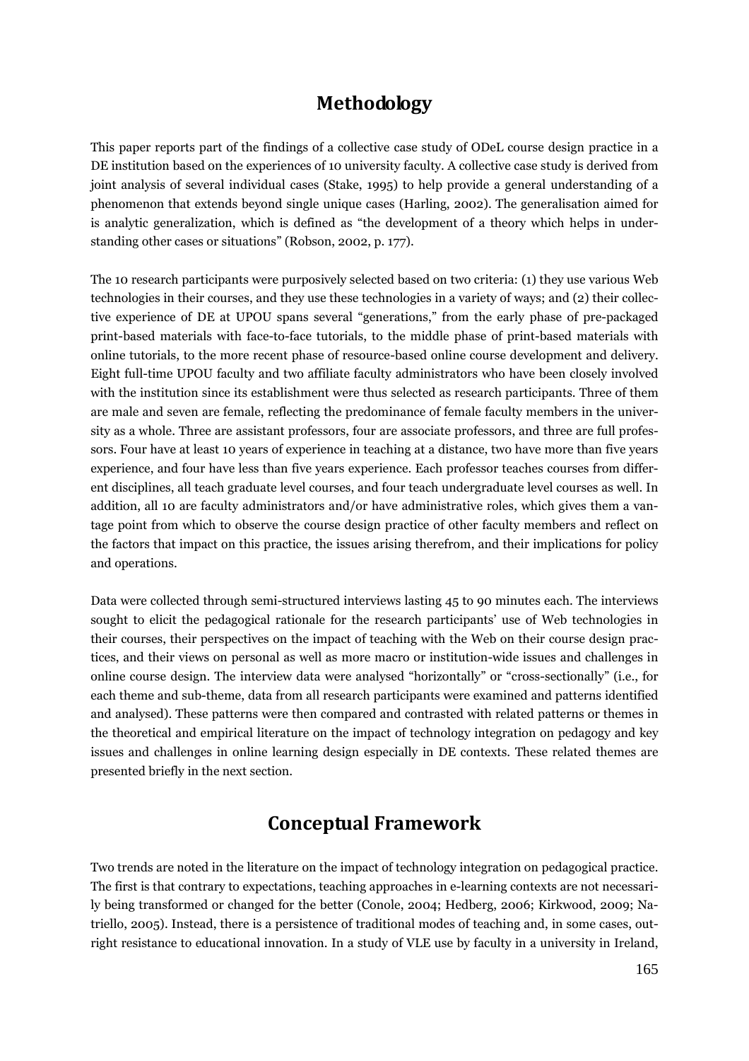## Methodology

This paper reports part of the findings of a collective case study of ODeL course design practice in a DE institution based on the experiences of 10 university faculty. A collective case study is derived from joint analysis of several individual cases (Stake, 1995) to help provide a general understanding of a phenomenon that extends beyond single unique cases (Harling, 2002). The generalisation aimed for is analytic generalization, which is defined as "the development of a theory which helps in understanding other cases or situations" (Robson, 2002, p. 177).

The 10 research participants were purposively selected based on two criteria: (1) they use various Web technologies in their courses, and they use these technologies in a variety of ways; and (2) their collective experience of DE at UPOU spans several "generations," from the early phase of pre-packaged print-based materials with face-to-face tutorials, to the middle phase of print-based materials with online tutorials, to the more recent phase of resource-based online course development and delivery. Eight full-time UPOU faculty and two affiliate faculty administrators who have been closely involved with the institution since its establishment were thus selected as research participants. Three of them are male and seven are female, reflecting the predominance of female faculty members in the university as a whole. Three are assistant professors, four are associate professors, and three are full professors. Four have at least 10 years of experience in teaching at a distance, two have more than five years experience, and four have less than five years experience. Each professor teaches courses from different disciplines, all teach graduate level courses, and four teach undergraduate level courses as well. In addition, all 10 are faculty administrators and/or have administrative roles, which gives them a vantage point from which to observe the course design practice of other faculty members and reflect on the factors that impact on this practice, the issues arising therefrom, and their implications for policy and operations.

Data were collected through semi-structured interviews lasting 45 to 90 minutes each. The interviews sought to elicit the pedagogical rationale for the research participants' use of Web technologies in their courses, their perspectives on the impact of teaching with the Web on their course design practices, and their views on personal as well as more macro or institution-wide issues and challenges in online course design. The interview data were analysed "horizontally" or "cross-sectionally" (i.e., for each theme and sub-theme, data from all research participants were examined and patterns identified and analysed). These patterns were then compared and contrasted with related patterns or themes in the theoretical and empirical literature on the impact of technology integration on pedagogy and key issues and challenges in online learning design especially in DE contexts. These related themes are presented briefly in the next section.

## Conceptual Framework

Two trends are noted in the literature on the impact of technology integration on pedagogical practice. The first is that contrary to expectations, teaching approaches in e-learning contexts are not necessarily being transformed or changed for the better (Conole, 2004; Hedberg, 2006; Kirkwood, 2009; Natriello, 2005). Instead, there is a persistence of traditional modes of teaching and, in some cases, outright resistance to educational innovation. In a study of VLE use by faculty in a university in Ireland,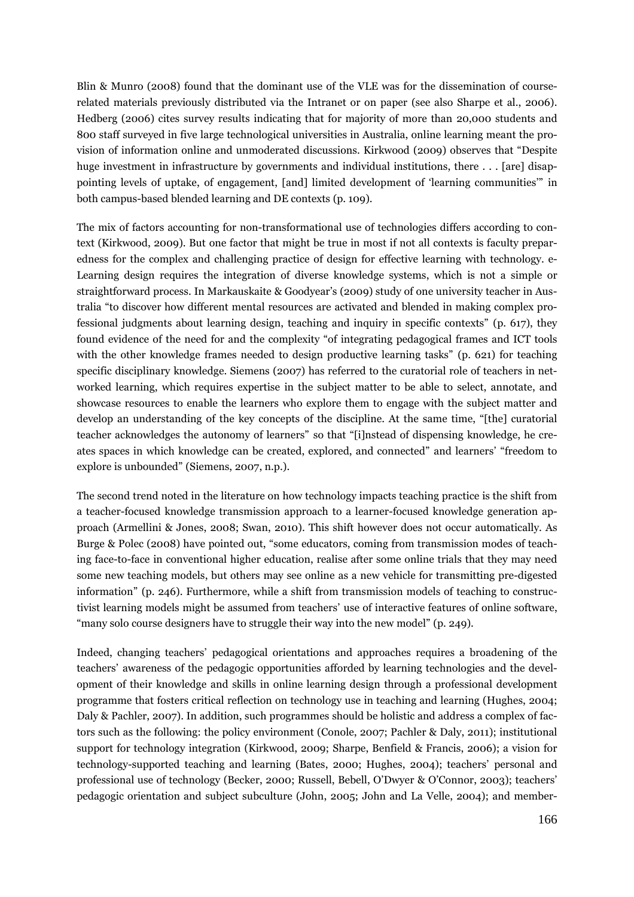Blin & Munro (2008) found that the dominant use of the VLE was for the dissemination of course-related materials previously distributed via the Intranet or on paper (see also Sharpe et al., 2006). Hedberg (2006) cites survey results indicating that for majority of more than 20,000 students and 800 staff surveyed in five large technological universities in Australia, online learning meant the provision of information online and unmoderated discussions. Kirkwood (2009) observes that "Despite huge investment in infrastructure by governments and individual institutions, there . . . [are] disappointing levels of uptake, of engagement, [and] limited development of 'learning communities'" in both campus-based blended learning and DE contexts (p. 109).

The mix of factors accounting for non-transformational use of technologies differs according to context (Kirkwood, 2009). But one factor that might be true in most if not all contexts is faculty preparedness for the complex and challenging practice of design for effective learning with technology. e-Learning design requires the integration of diverse knowledge systems, which is not a simple or straightforward process. In Markauskaite & Goodyear's (2009) study of one university teacher in Australia "to discover how different mental resources are activated and blended in making complex professional judgments about learning design, teaching and inquiry in specific contexts" (p. 617), they found evidence of the need for and the complexity "of integrating pedagogical frames and ICT tools with the other knowledge frames needed to design productive learning tasks" (p. 621) for teaching specific disciplinary knowledge. Siemens (2007) has referred to the curatorial role of teachers in networked learning, which requires expertise in the subject matter to be able to select, annotate, and showcase resources to enable the learners who explore them to engage with the subject matter and develop an understanding of the key concepts of the discipline. At the same time, "[the] curatorial teacher acknowledges the autonomy of learners" so that "[i]nstead of dispensing knowledge, he creates spaces in which knowledge can be created, explored, and connected" and learners' "freedom to explore is unbounded" (Siemens, 2007, n.p.).

The second trend noted in the literature on how technology impacts teaching practice is the shift from a teacher-focused knowledge transmission approach to a learner-focused knowledge generation approach (Armellini & Jones, 2008; Swan, 2010). This shift however does not occur automatically. As Burge & Polec (2008) have pointed out, "some educators, coming from transmission modes of teaching face-to-face in conventional higher education, realise after some online trials that they may need some new teaching models, but others may see online as a new vehicle for transmitting pre-digested information" (p. 246). Furthermore, while a shift from transmission models of teaching to constructivist learning models might be assumed from teachers' use of interactive features of online software, "many solo course designers have to struggle their way into the new model" (p. 249).

Indeed, changing teachers' pedagogical orientations and approaches requires a broadening of the teachers' awareness of the pedagogic opportunities afforded by learning technologies and the development of their knowledge and skills in online learning design through a professional development programme that fosters critical reflection on technology use in teaching and learning (Hughes, 2004; Daly & Pachler, 2007). In addition, such programmes should be holistic and address a complex of factors such as the following: the policy environment (Conole, 2007; Pachler & Daly, 2011); institutional support for technology integration (Kirkwood, 2009; Sharpe, Benfield & Francis, 2006); a vision for technology-supported teaching and learning (Bates, 2000; Hughes, 2004); teachers' personal and professional use of technology (Becker, 2000; Russell, Bebell, O'Dwyer & O'Connor, 2003); teachers' pedagogic orientation and subject subculture (John, 2005; John and La Velle, 2004); and member-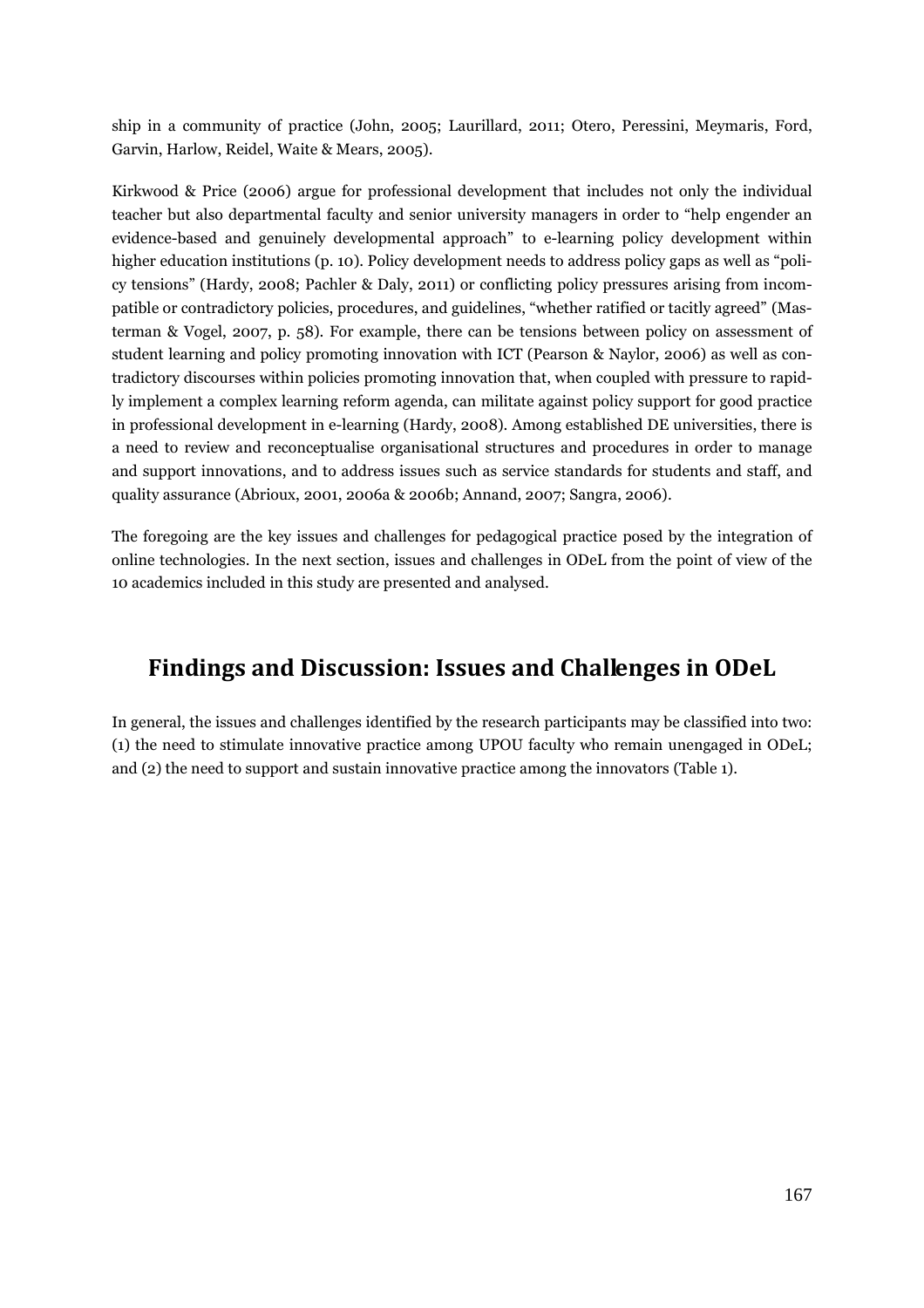ship in a community of practice (John, 2005; Laurillard, 2011; Otero, Peressini, Meymaris, Ford, Garvin, Harlow, Reidel, Waite & Mears, 2005).

Kirkwood & Price (2006) argue for professional development that includes not only the individual teacher but also departmental faculty and senior university managers in order to "help engender an evidence-based and genuinely developmental approach" to e-learning policy development within higher education institutions (p. 10). Policy development needs to address policy gaps as well as "policy tensions" (Hardy, 2008; Pachler & Daly, 2011) or conflicting policy pressures arising from incompatible or contradictory policies, procedures, and guidelines, "whether ratified or tacitly agreed" (Masterman & Vogel, 2007, p. 58). For example, there can be tensions between policy on assessment of student learning and policy promoting innovation with ICT (Pearson & Naylor, 2006) as well as contradictory discourses within policies promoting innovation that, when coupled with pressure to rapidly implement a complex learning reform agenda, can militate against policy support for good practice in professional development in e-learning (Hardy, 2008). Among established DE universities, there is a need to review and reconceptualise organisational structures and procedures in order to manage and support innovations, and to address issues such as service standards for students and staff, and quality assurance (Abrioux, 2001, 2006a & 2006b; Annand, 2007; Sangra, 2006).

The foregoing are the key issues and challenges for pedagogical practice posed by the integration of online technologies. In the next section, issues and challenges in ODeL from the point of view of the 10 academics included in this study are presented and analysed.

## Findings and Discussion: Issues and Challenges in ODeL

In general, the issues and challenges identified by the research participants may be classified into two: (1) the need to stimulate innovative practice among UPOU faculty who remain unengaged in ODeL; and (2) the need to support and sustain innovative practice among the innovators (Table 1).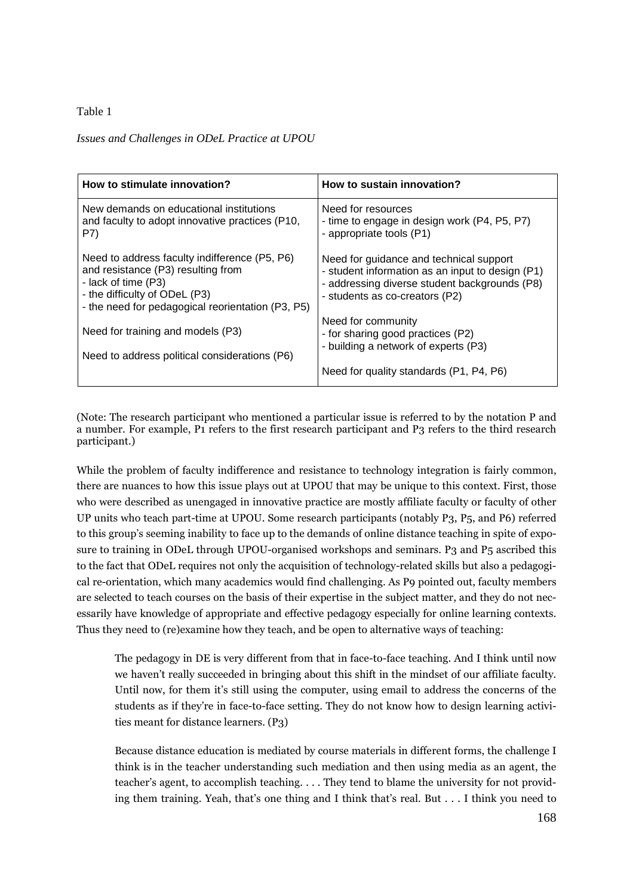Table 1

*Issues and Challenges in ODeL Practice at UPOU*

| How to stimulate innovation? | How to sustain innovation? |
|---|---|
| New demands on educational institutions and faculty to adopt innovative practices (P10, P7)<br><br>Need to address faculty indifference (P5, P6) and resistance (P3) resulting from<br>- lack of time (P3)<br>- the difficulty of ODeL (P3)<br>- the need for pedagogical reorientation (P3, P5)<br><br>Need for training and models (P3)<br><br>Need to address political considerations (P6) | Need for resources<br>- time to engage in design work (P4, P5, P7)<br>- appropriate tools (P1)<br><br>Need for guidance and technical support<br>- student information as an input to design (P1)<br>- addressing diverse student backgrounds (P8)<br>- students as co-creators (P2)<br><br>Need for community<br>- for sharing good practices (P2)<br>- building a network of experts (P3)<br><br>Need for quality standards (P1, P4, P6) |

(Note: The research participant who mentioned a particular issue is referred to by the notation P and a number. For example, P1 refers to the first research participant and P3 refers to the third research participant.)

While the problem of faculty indifference and resistance to technology integration is fairly common, there are nuances to how this issue plays out at UPOU that may be unique to this context. First, those who were described as unengaged in innovative practice are mostly affiliate faculty or faculty of other UP units who teach part-time at UPOU. Some research participants (notably P3, P5, and P6) referred to this group's seeming inability to face up to the demands of online distance teaching in spite of exposure to training in ODeL through UPOU-organised workshops and seminars. P3 and P5 ascribed this to the fact that ODeL requires not only the acquisition of technology-related skills but also a pedagogical re-orientation, which many academics would find challenging. As P9 pointed out, faculty members are selected to teach courses on the basis of their expertise in the subject matter, and they do not necessarily have knowledge of appropriate and effective pedagogy especially for online learning contexts. Thus they need to (re)examine how they teach, and be open to alternative ways of teaching:

> The pedagogy in DE is very different from that in face-to-face teaching. And I think until now we haven't really succeeded in bringing about this shift in the mindset of our affiliate faculty. Until now, for them it's still using the computer, using email to address the concerns of the students as if they're in face-to-face setting. They do not know how to design learning activities meant for distance learners. (P3)

> Because distance education is mediated by course materials in different forms, the challenge I think is in the teacher understanding such mediation and then using media as an agent, the teacher's agent, to accomplish teaching. . . . They tend to blame the university for not providing them training. Yeah, that's one thing and I think that's real. But . . . I think you need to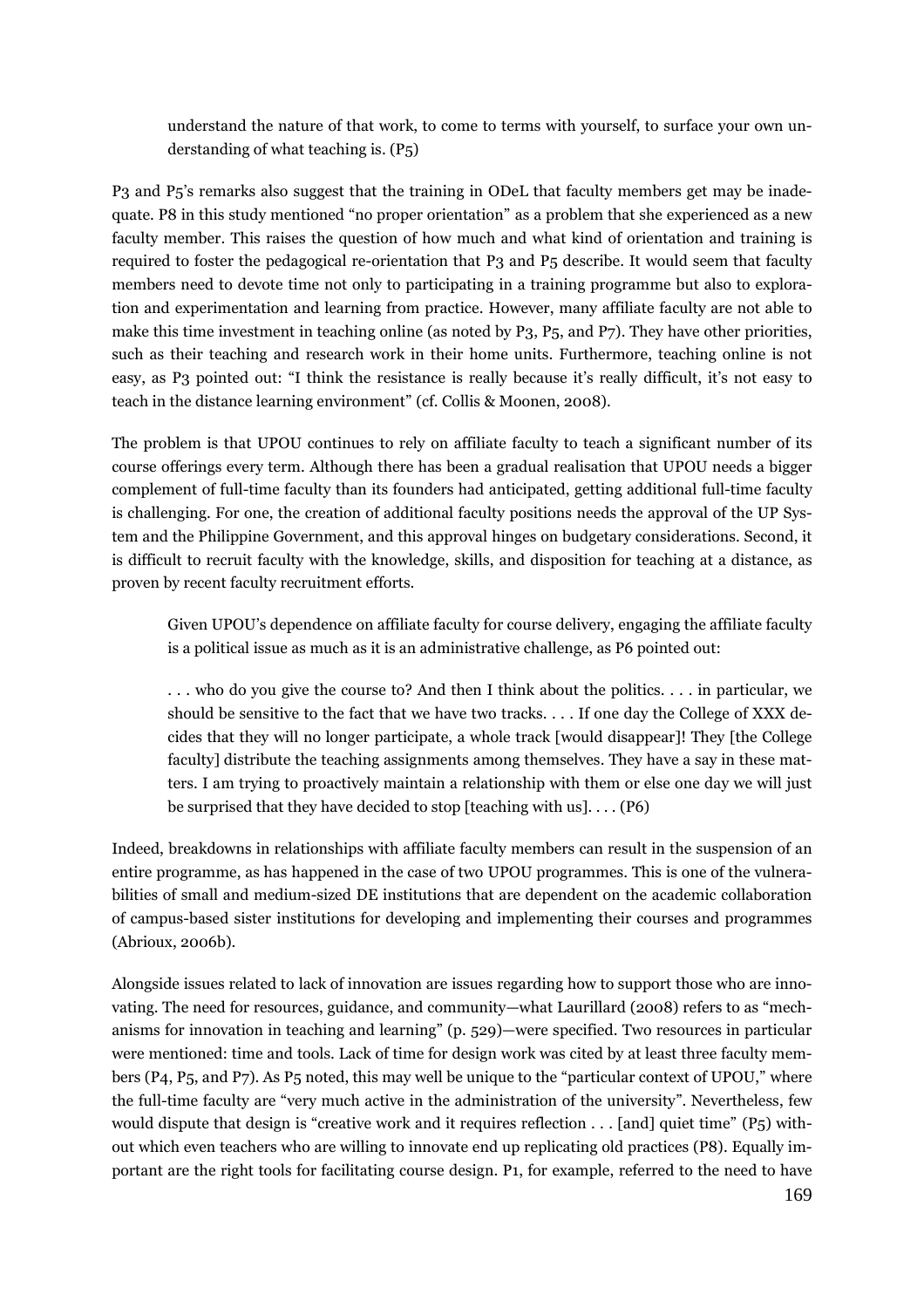> understand the nature of that work, to come to terms with yourself, to surface your own understanding of what teaching is. (P5)

P3 and P5's remarks also suggest that the training in ODeL that faculty members get may be inadequate. P8 in this study mentioned "no proper orientation" as a problem that she experienced as a new faculty member. This raises the question of how much and what kind of orientation and training is required to foster the pedagogical re-orientation that P3 and P5 describe. It would seem that faculty members need to devote time not only to participating in a training programme but also to exploration and experimentation and learning from practice. However, many affiliate faculty are not able to make this time investment in teaching online (as noted by P3, P5, and P7). They have other priorities, such as their teaching and research work in their home units. Furthermore, teaching online is not easy, as P3 pointed out: "I think the resistance is really because it's really difficult, it's not easy to teach in the distance learning environment" (cf. Collis & Moonen, 2008).

The problem is that UPOU continues to rely on affiliate faculty to teach a significant number of its course offerings every term. Although there has been a gradual realisation that UPOU needs a bigger complement of full-time faculty than its founders had anticipated, getting additional full-time faculty is challenging. For one, the creation of additional faculty positions needs the approval of the UP System and the Philippine Government, and this approval hinges on budgetary considerations. Second, it is difficult to recruit faculty with the knowledge, skills, and disposition for teaching at a distance, as proven by recent faculty recruitment efforts.

> Given UPOU's dependence on affiliate faculty for course delivery, engaging the affiliate faculty is a political issue as much as it is an administrative challenge, as P6 pointed out:
>
> . . . who do you give the course to? And then I think about the politics. . . . in particular, we should be sensitive to the fact that we have two tracks. . . . If one day the College of XXX decides that they will no longer participate, a whole track [would disappear]! They [the College faculty] distribute the teaching assignments among themselves. They have a say in these matters. I am trying to proactively maintain a relationship with them or else one day we will just be surprised that they have decided to stop [teaching with us]. . . . (P6)

Indeed, breakdowns in relationships with affiliate faculty members can result in the suspension of an entire programme, as has happened in the case of two UPOU programmes. This is one of the vulnerabilities of small and medium-sized DE institutions that are dependent on the academic collaboration of campus-based sister institutions for developing and implementing their courses and programmes (Abrioux, 2006b).

Alongside issues related to lack of innovation are issues regarding how to support those who are innovating. The need for resources, guidance, and community—what Laurillard (2008) refers to as "mechanisms for innovation in teaching and learning" (p. 529)—were specified. Two resources in particular were mentioned: time and tools. Lack of time for design work was cited by at least three faculty members (P4, P5, and P7). As P5 noted, this may well be unique to the "particular context of UPOU," where the full-time faculty are "very much active in the administration of the university". Nevertheless, few would dispute that design is "creative work and it requires reflection . . . [and] quiet time" (P5) without which even teachers who are willing to innovate end up replicating old practices (P8). Equally important are the right tools for facilitating course design. P1, for example, referred to the need to have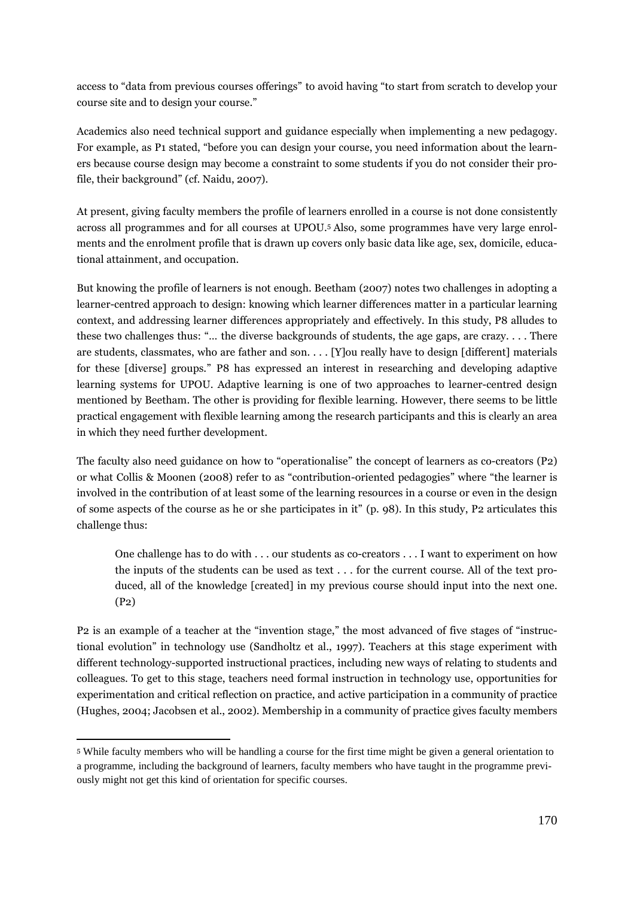access to "data from previous courses offerings" to avoid having "to start from scratch to develop your course site and to design your course."

Academics also need technical support and guidance especially when implementing a new pedagogy. For example, as P1 stated, "before you can design your course, you need information about the learners because course design may become a constraint to some students if you do not consider their profile, their background" (cf. Naidu, 2007).

At present, giving faculty members the profile of learners enrolled in a course is not done consistently across all programmes and for all courses at UPOU.[5] Also, some programmes have very large enrolments and the enrolment profile that is drawn up covers only basic data like age, sex, domicile, educational attainment, and occupation.

But knowing the profile of learners is not enough. Beetham (2007) notes two challenges in adopting a learner-centred approach to design: knowing which learner differences matter in a particular learning context, and addressing learner differences appropriately and effectively. In this study, P8 alludes to these two challenges thus: "... the diverse backgrounds of students, the age gaps, are crazy. . . . There are students, classmates, who are father and son. . . . [Y]ou really have to design [different] materials for these [diverse] groups." P8 has expressed an interest in researching and developing adaptive learning systems for UPOU. Adaptive learning is one of two approaches to learner-centred design mentioned by Beetham. The other is providing for flexible learning. However, there seems to be little practical engagement with flexible learning among the research participants and this is clearly an area in which they need further development.

The faculty also need guidance on how to "operationalise" the concept of learners as co-creators (P2) or what Collis & Moonen (2008) refer to as "contribution-oriented pedagogies" where "the learner is involved in the contribution of at least some of the learning resources in a course or even in the design of some aspects of the course as he or she participates in it" (p. 98). In this study, P2 articulates this challenge thus:

> One challenge has to do with . . . our students as co-creators . . . I want to experiment on how the inputs of the students can be used as text . . . for the current course. All of the text produced, all of the knowledge [created] in my previous course should input into the next one. (P2)

P2 is an example of a teacher at the "invention stage," the most advanced of five stages of "instructional evolution" in technology use (Sandholtz et al., 1997). Teachers at this stage experiment with different technology-supported instructional practices, including new ways of relating to students and colleagues. To get to this stage, teachers need formal instruction in technology use, opportunities for experimentation and critical reflection on practice, and active participation in a community of practice (Hughes, 2004; Jacobsen et al., 2002). Membership in a community of practice gives faculty members

[5] While faculty members who will be handling a course for the first time might be given a general orientation to a programme, including the background of learners, faculty members who have taught in the programme previously might not get this kind of orientation for specific courses.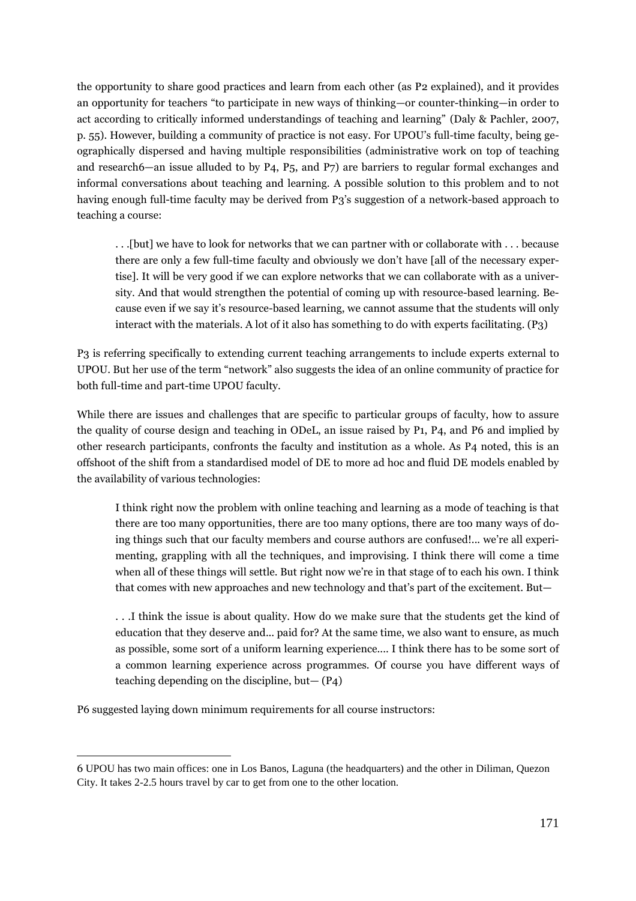the opportunity to share good practices and learn from each other (as P2 explained), and it provides an opportunity for teachers "to participate in new ways of thinking—or counter-thinking—in order to act according to critically informed understandings of teaching and learning" (Daly & Pachler, 2007, p. 55). However, building a community of practice is not easy. For UPOU's full-time faculty, being geographically dispersed and having multiple responsibilities (administrative work on top of teaching and research[6]—an issue alluded to by P4, P5, and P7) are barriers to regular formal exchanges and informal conversations about teaching and learning. A possible solution to this problem and to not having enough full-time faculty may be derived from P3's suggestion of a network-based approach to teaching a course:

> . . .[but] we have to look for networks that we can partner with or collaborate with . . . because there are only a few full-time faculty and obviously we don't have [all of the necessary expertise]. It will be very good if we can explore networks that we can collaborate with as a university. And that would strengthen the potential of coming up with resource-based learning. Because even if we say it's resource-based learning, we cannot assume that the students will only interact with the materials. A lot of it also has something to do with experts facilitating. (P3)

P3 is referring specifically to extending current teaching arrangements to include experts external to UPOU. But her use of the term "network" also suggests the idea of an online community of practice for both full-time and part-time UPOU faculty.

While there are issues and challenges that are specific to particular groups of faculty, how to assure the quality of course design and teaching in ODeL, an issue raised by P1, P4, and P6 and implied by other research participants, confronts the faculty and institution as a whole. As P4 noted, this is an offshoot of the shift from a standardised model of DE to more ad hoc and fluid DE models enabled by the availability of various technologies:

> I think right now the problem with online teaching and learning as a mode of teaching is that there are too many opportunities, there are too many options, there are too many ways of doing things such that our faculty members and course authors are confused!... we're all experimenting, grappling with all the techniques, and improvising. I think there will come a time when all of these things will settle. But right now we're in that stage of to each his own. I think that comes with new approaches and new technology and that's part of the excitement. But—
>
> . . .I think the issue is about quality. How do we make sure that the students get the kind of education that they deserve and... paid for? At the same time, we also want to ensure, as much as possible, some sort of a uniform learning experience.... I think there has to be some sort of a common learning experience across programmes. Of course you have different ways of teaching depending on the discipline, but— (P4)

P6 suggested laying down minimum requirements for all course instructors:

---

6 UPOU has two main offices: one in Los Banos, Laguna (the headquarters) and the other in Diliman, Quezon City. It takes 2-2.5 hours travel by car to get from one to the other location.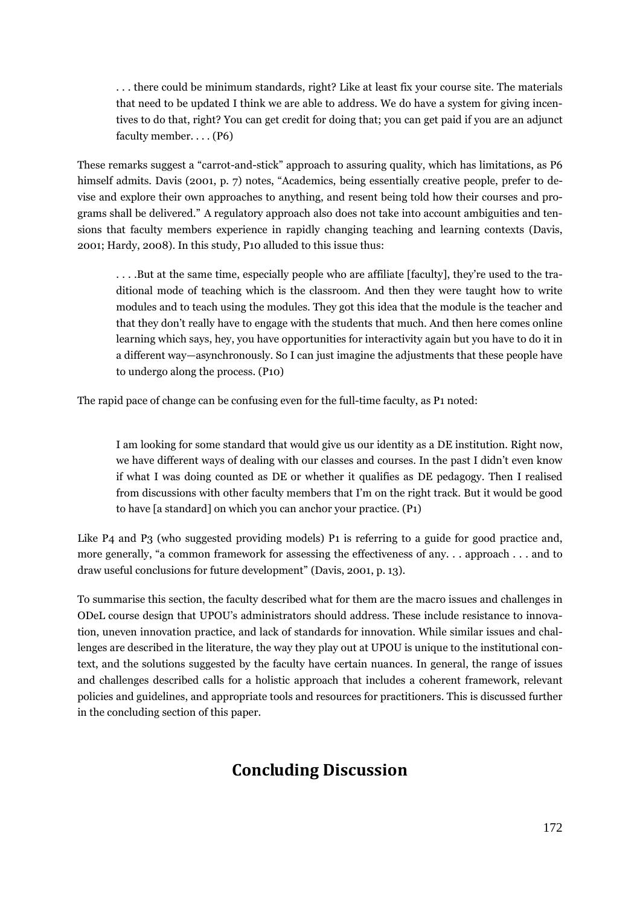> . . . there could be minimum standards, right? Like at least fix your course site. The materials that need to be updated I think we are able to address. We do have a system for giving incentives to do that, right? You can get credit for doing that; you can get paid if you are an adjunct faculty member. . . . (P6)

These remarks suggest a "carrot-and-stick" approach to assuring quality, which has limitations, as P6 himself admits. Davis (2001, p. 7) notes, "Academics, being essentially creative people, prefer to devise and explore their own approaches to anything, and resent being told how their courses and programs shall be delivered." A regulatory approach also does not take into account ambiguities and tensions that faculty members experience in rapidly changing teaching and learning contexts (Davis, 2001; Hardy, 2008). In this study, P10 alluded to this issue thus:

> . . . .But at the same time, especially people who are affiliate [faculty], they're used to the traditional mode of teaching which is the classroom. And then they were taught how to write modules and to teach using the modules. They got this idea that the module is the teacher and that they don't really have to engage with the students that much. And then here comes online learning which says, hey, you have opportunities for interactivity again but you have to do it in a different way—asynchronously. So I can just imagine the adjustments that these people have to undergo along the process. (P10)

The rapid pace of change can be confusing even for the full-time faculty, as P1 noted:

> I am looking for some standard that would give us our identity as a DE institution. Right now, we have different ways of dealing with our classes and courses. In the past I didn't even know if what I was doing counted as DE or whether it qualifies as DE pedagogy. Then I realised from discussions with other faculty members that I'm on the right track. But it would be good to have [a standard] on which you can anchor your practice. (P1)

Like P4 and P3 (who suggested providing models) P1 is referring to a guide for good practice and, more generally, "a common framework for assessing the effectiveness of any. . . approach . . . and to draw useful conclusions for future development" (Davis, 2001, p. 13).

To summarise this section, the faculty described what for them are the macro issues and challenges in ODeL course design that UPOU's administrators should address. These include resistance to innovation, uneven innovation practice, and lack of standards for innovation. While similar issues and challenges are described in the literature, the way they play out at UPOU is unique to the institutional context, and the solutions suggested by the faculty have certain nuances. In general, the range of issues and challenges described calls for a holistic approach that includes a coherent framework, relevant policies and guidelines, and appropriate tools and resources for practitioners. This is discussed further in the concluding section of this paper.

## Concluding Discussion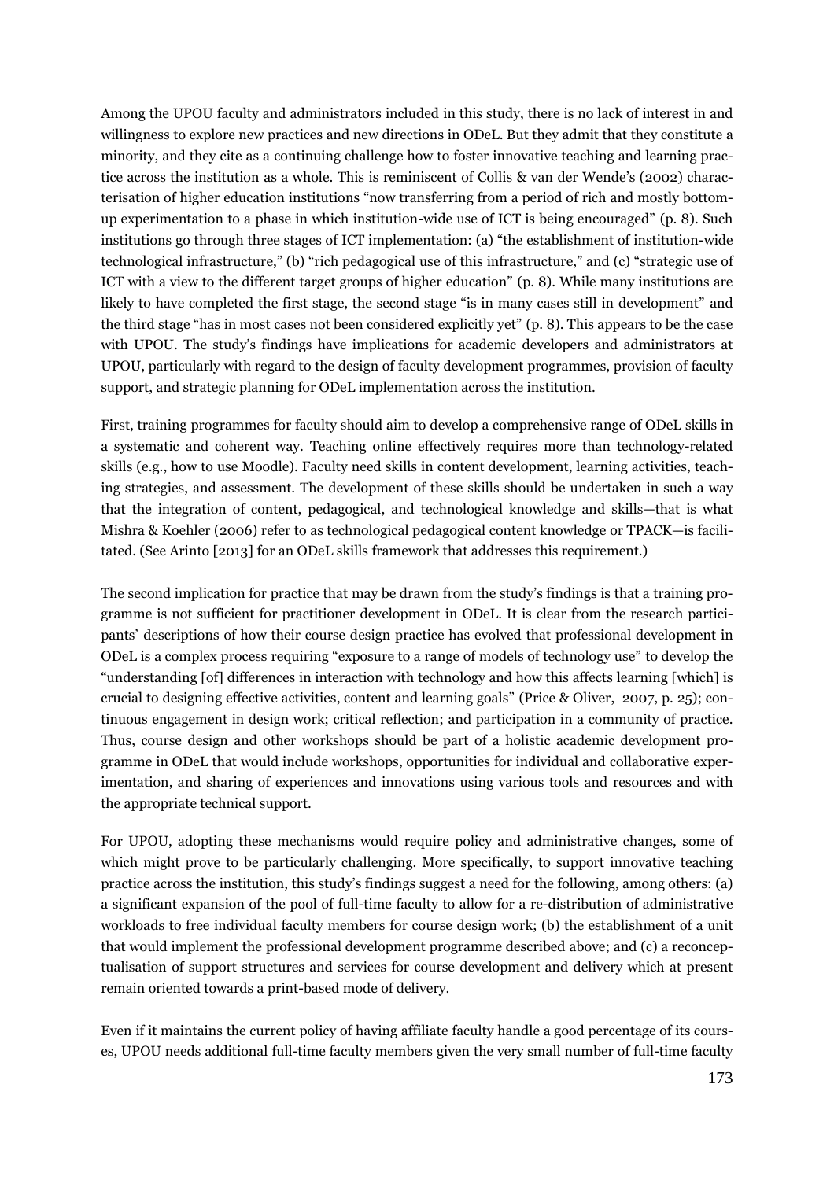Among the UPOU faculty and administrators included in this study, there is no lack of interest in and willingness to explore new practices and new directions in ODeL. But they admit that they constitute a minority, and they cite as a continuing challenge how to foster innovative teaching and learning practice across the institution as a whole. This is reminiscent of Collis & van der Wende's (2002) characterisation of higher education institutions "now transferring from a period of rich and mostly bottom-up experimentation to a phase in which institution-wide use of ICT is being encouraged" (p. 8). Such institutions go through three stages of ICT implementation: (a) "the establishment of institution-wide technological infrastructure," (b) "rich pedagogical use of this infrastructure," and (c) "strategic use of ICT with a view to the different target groups of higher education" (p. 8). While many institutions are likely to have completed the first stage, the second stage "is in many cases still in development" and the third stage "has in most cases not been considered explicitly yet" (p. 8). This appears to be the case with UPOU. The study's findings have implications for academic developers and administrators at UPOU, particularly with regard to the design of faculty development programmes, provision of faculty support, and strategic planning for ODeL implementation across the institution.

First, training programmes for faculty should aim to develop a comprehensive range of ODeL skills in a systematic and coherent way. Teaching online effectively requires more than technology-related skills (e.g., how to use Moodle). Faculty need skills in content development, learning activities, teaching strategies, and assessment. The development of these skills should be undertaken in such a way that the integration of content, pedagogical, and technological knowledge and skills—that is what Mishra & Koehler (2006) refer to as technological pedagogical content knowledge or TPACK—is facilitated. (See Arinto [2013] for an ODeL skills framework that addresses this requirement.)

The second implication for practice that may be drawn from the study's findings is that a training programme is not sufficient for practitioner development in ODeL. It is clear from the research participants' descriptions of how their course design practice has evolved that professional development in ODeL is a complex process requiring "exposure to a range of models of technology use" to develop the "understanding [of] differences in interaction with technology and how this affects learning [which] is crucial to designing effective activities, content and learning goals" (Price & Oliver, 2007, p. 25); continuous engagement in design work; critical reflection; and participation in a community of practice. Thus, course design and other workshops should be part of a holistic academic development programme in ODeL that would include workshops, opportunities for individual and collaborative experimentation, and sharing of experiences and innovations using various tools and resources and with the appropriate technical support.

For UPOU, adopting these mechanisms would require policy and administrative changes, some of which might prove to be particularly challenging. More specifically, to support innovative teaching practice across the institution, this study's findings suggest a need for the following, among others: (a) a significant expansion of the pool of full-time faculty to allow for a re-distribution of administrative workloads to free individual faculty members for course design work; (b) the establishment of a unit that would implement the professional development programme described above; and (c) a reconceptualisation of support structures and services for course development and delivery which at present remain oriented towards a print-based mode of delivery.

Even if it maintains the current policy of having affiliate faculty handle a good percentage of its courses, UPOU needs additional full-time faculty members given the very small number of full-time faculty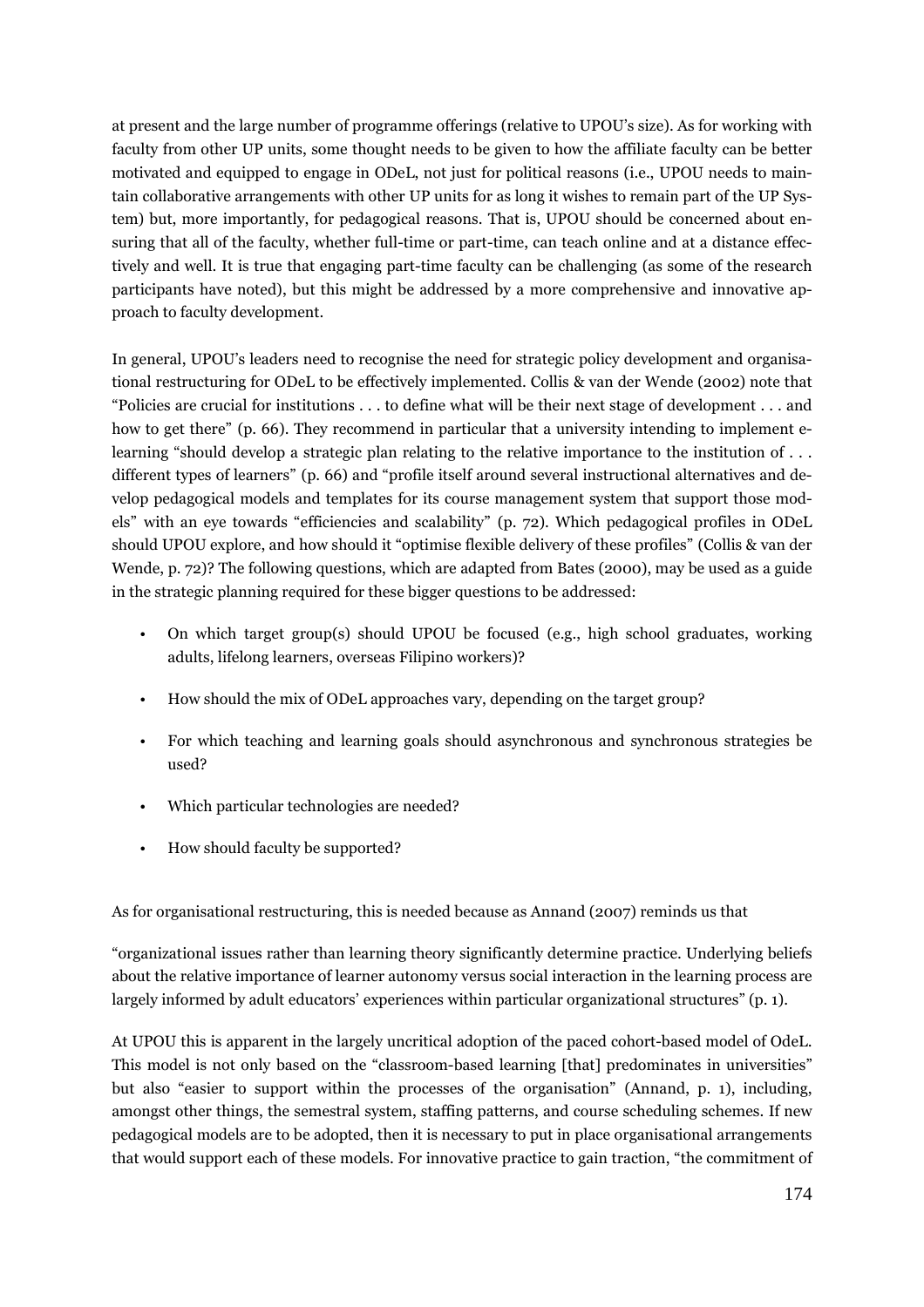at present and the large number of programme offerings (relative to UPOU's size). As for working with faculty from other UP units, some thought needs to be given to how the affiliate faculty can be better motivated and equipped to engage in ODeL, not just for political reasons (i.e., UPOU needs to maintain collaborative arrangements with other UP units for as long it wishes to remain part of the UP System) but, more importantly, for pedagogical reasons. That is, UPOU should be concerned about ensuring that all of the faculty, whether full-time or part-time, can teach online and at a distance effectively and well. It is true that engaging part-time faculty can be challenging (as some of the research participants have noted), but this might be addressed by a more comprehensive and innovative approach to faculty development.

In general, UPOU's leaders need to recognise the need for strategic policy development and organisational restructuring for ODeL to be effectively implemented. Collis & van der Wende (2002) note that "Policies are crucial for institutions . . . to define what will be their next stage of development . . . and how to get there" (p. 66). They recommend in particular that a university intending to implement e-learning "should develop a strategic plan relating to the relative importance to the institution of . . . different types of learners" (p. 66) and "profile itself around several instructional alternatives and develop pedagogical models and templates for its course management system that support those models" with an eye towards "efficiencies and scalability" (p. 72). Which pedagogical profiles in ODeL should UPOU explore, and how should it "optimise flexible delivery of these profiles" (Collis & van der Wende, p. 72)? The following questions, which are adapted from Bates (2000), may be used as a guide in the strategic planning required for these bigger questions to be addressed:

- On which target group(s) should UPOU be focused (e.g., high school graduates, working adults, lifelong learners, overseas Filipino workers)?
- How should the mix of ODeL approaches vary, depending on the target group?
- For which teaching and learning goals should asynchronous and synchronous strategies be used?
- Which particular technologies are needed?
- How should faculty be supported?

As for organisational restructuring, this is needed because as Annand (2007) reminds us that

"organizational issues rather than learning theory significantly determine practice. Underlying beliefs about the relative importance of learner autonomy versus social interaction in the learning process are largely informed by adult educators' experiences within particular organizational structures" (p. 1).

At UPOU this is apparent in the largely uncritical adoption of the paced cohort-based model of OdeL. This model is not only based on the "classroom-based learning [that] predominates in universities" but also "easier to support within the processes of the organisation" (Annand, p. 1), including, amongst other things, the semestral system, staffing patterns, and course scheduling schemes. If new pedagogical models are to be adopted, then it is necessary to put in place organisational arrangements that would support each of these models. For innovative practice to gain traction, "the commitment of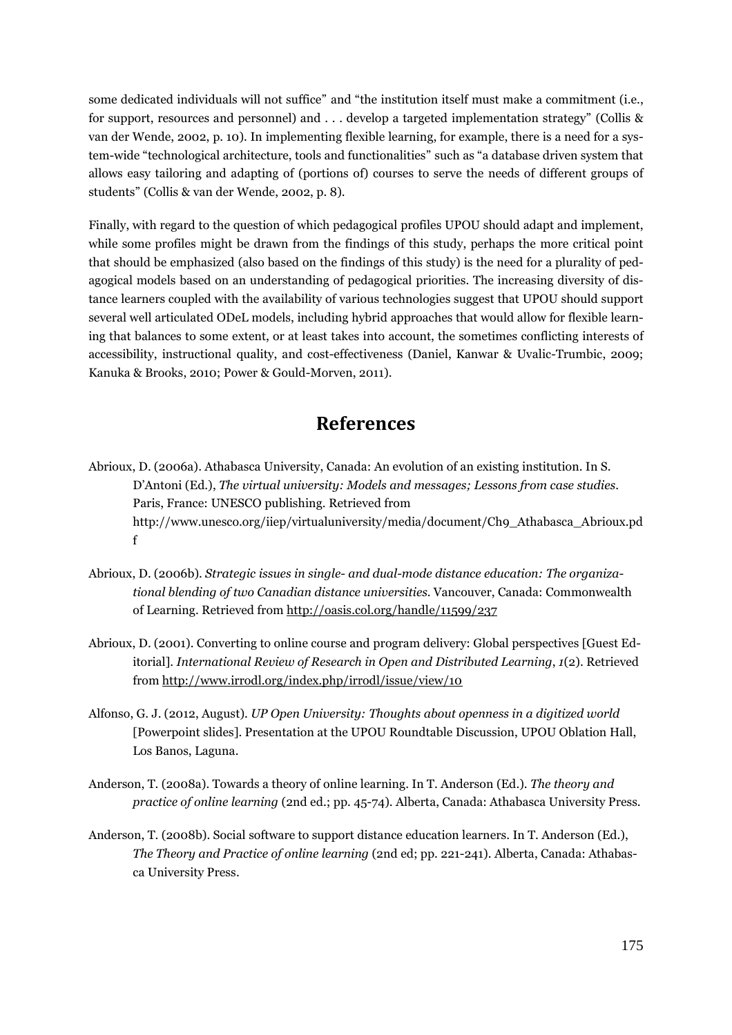some dedicated individuals will not suffice" and "the institution itself must make a commitment (i.e., for support, resources and personnel) and . . . develop a targeted implementation strategy" (Collis & van der Wende, 2002, p. 10). In implementing flexible learning, for example, there is a need for a system-wide "technological architecture, tools and functionalities" such as "a database driven system that allows easy tailoring and adapting of (portions of) courses to serve the needs of different groups of students" (Collis & van der Wende, 2002, p. 8).

Finally, with regard to the question of which pedagogical profiles UPOU should adapt and implement, while some profiles might be drawn from the findings of this study, perhaps the more critical point that should be emphasized (also based on the findings of this study) is the need for a plurality of pedagogical models based on an understanding of pedagogical priorities. The increasing diversity of distance learners coupled with the availability of various technologies suggest that UPOU should support several well articulated ODeL models, including hybrid approaches that would allow for flexible learning that balances to some extent, or at least takes into account, the sometimes conflicting interests of accessibility, instructional quality, and cost-effectiveness (Daniel, Kanwar & Uvalic-Trumbic, 2009; Kanuka & Brooks, 2010; Power & Gould-Morven, 2011).

## References

Abrioux, D. (2006a). Athabasca University, Canada: An evolution of an existing institution. In S. D'Antoni (Ed.), *The virtual university: Models and messages; Lessons from case studies*. Paris, France: UNESCO publishing. Retrieved from http://www.unesco.org/iiep/virtualuniversity/media/document/Ch9_Athabasca_Abrioux.pdf

Abrioux, D. (2006b). *Strategic issues in single- and dual-mode distance education: The organizational blending of two Canadian distance universities*. Vancouver, Canada: Commonwealth of Learning. Retrieved from http://oasis.col.org/handle/11599/237

Abrioux, D. (2001). Converting to online course and program delivery: Global perspectives [Guest Editorial]. *International Review of Research in Open and Distributed Learning*, *1*(2). Retrieved from http://www.irrodl.org/index.php/irrodl/issue/view/10

Alfonso, G. J. (2012, August). *UP Open University: Thoughts about openness in a digitized world* [Powerpoint slides]. Presentation at the UPOU Roundtable Discussion, UPOU Oblation Hall, Los Banos, Laguna.

Anderson, T. (2008a). Towards a theory of online learning. In T. Anderson (Ed.). *The theory and practice of online learning* (2nd ed.; pp. 45-74). Alberta, Canada: Athabasca University Press.

Anderson, T. (2008b). Social software to support distance education learners. In T. Anderson (Ed.), *The Theory and Practice of online learning* (2nd ed; pp. 221-241). Alberta, Canada: Athabasca University Press.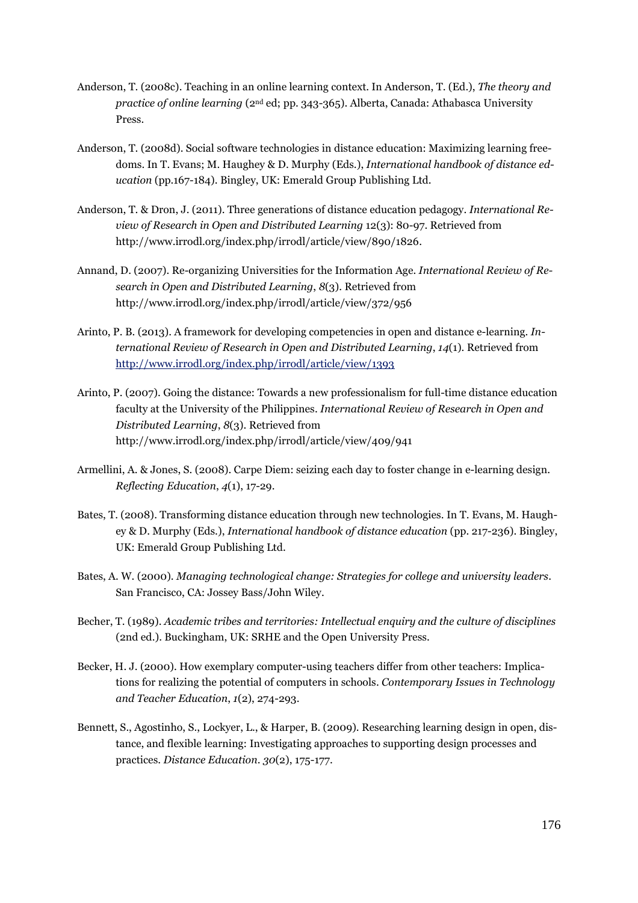Anderson, T. (2008c). Teaching in an online learning context. In Anderson, T. (Ed.), *The theory and practice of online learning* (2nd ed; pp. 343-365). Alberta, Canada: Athabasca University Press.

Anderson, T. (2008d). Social software technologies in distance education: Maximizing learning freedoms. In T. Evans; M. Haughey & D. Murphy (Eds.), *International handbook of distance education* (pp.167-184). Bingley, UK: Emerald Group Publishing Ltd.

Anderson, T. & Dron, J. (2011). Three generations of distance education pedagogy. *International Review of Research in Open and Distributed Learning* 12(3): 80-97. Retrieved from http://www.irrodl.org/index.php/irrodl/article/view/890/1826.

Annand, D. (2007). Re-organizing Universities for the Information Age. *International Review of Research in Open and Distributed Learning*, *8*(3). Retrieved from http://www.irrodl.org/index.php/irrodl/article/view/372/956

Arinto, P. B. (2013). A framework for developing competencies in open and distance e-learning. *International Review of Research in Open and Distributed Learning*, *14*(1). Retrieved from http://www.irrodl.org/index.php/irrodl/article/view/1393

Arinto, P. (2007). Going the distance: Towards a new professionalism for full-time distance education faculty at the University of the Philippines. *International Review of Research in Open and Distributed Learning*, *8*(3). Retrieved from http://www.irrodl.org/index.php/irrodl/article/view/409/941

Armellini, A. & Jones, S. (2008). Carpe Diem: seizing each day to foster change in e-learning design. *Reflecting Education*, *4*(1), 17-29.

Bates, T. (2008). Transforming distance education through new technologies. In T. Evans, M. Haughey & D. Murphy (Eds.), *International handbook of distance education* (pp. 217-236). Bingley, UK: Emerald Group Publishing Ltd.

Bates, A. W. (2000). *Managing technological change: Strategies for college and university leaders*. San Francisco, CA: Jossey Bass/John Wiley.

Becher, T. (1989). *Academic tribes and territories: Intellectual enquiry and the culture of disciplines* (2nd ed.). Buckingham, UK: SRHE and the Open University Press.

Becker, H. J. (2000). How exemplary computer-using teachers differ from other teachers: Implications for realizing the potential of computers in schools. *Contemporary Issues in Technology and Teacher Education*, *1*(2), 274-293.

Bennett, S., Agostinho, S., Lockyer, L., & Harper, B. (2009). Researching learning design in open, distance, and flexible learning: Investigating approaches to supporting design processes and practices. *Distance Education*. *30*(2), 175-177.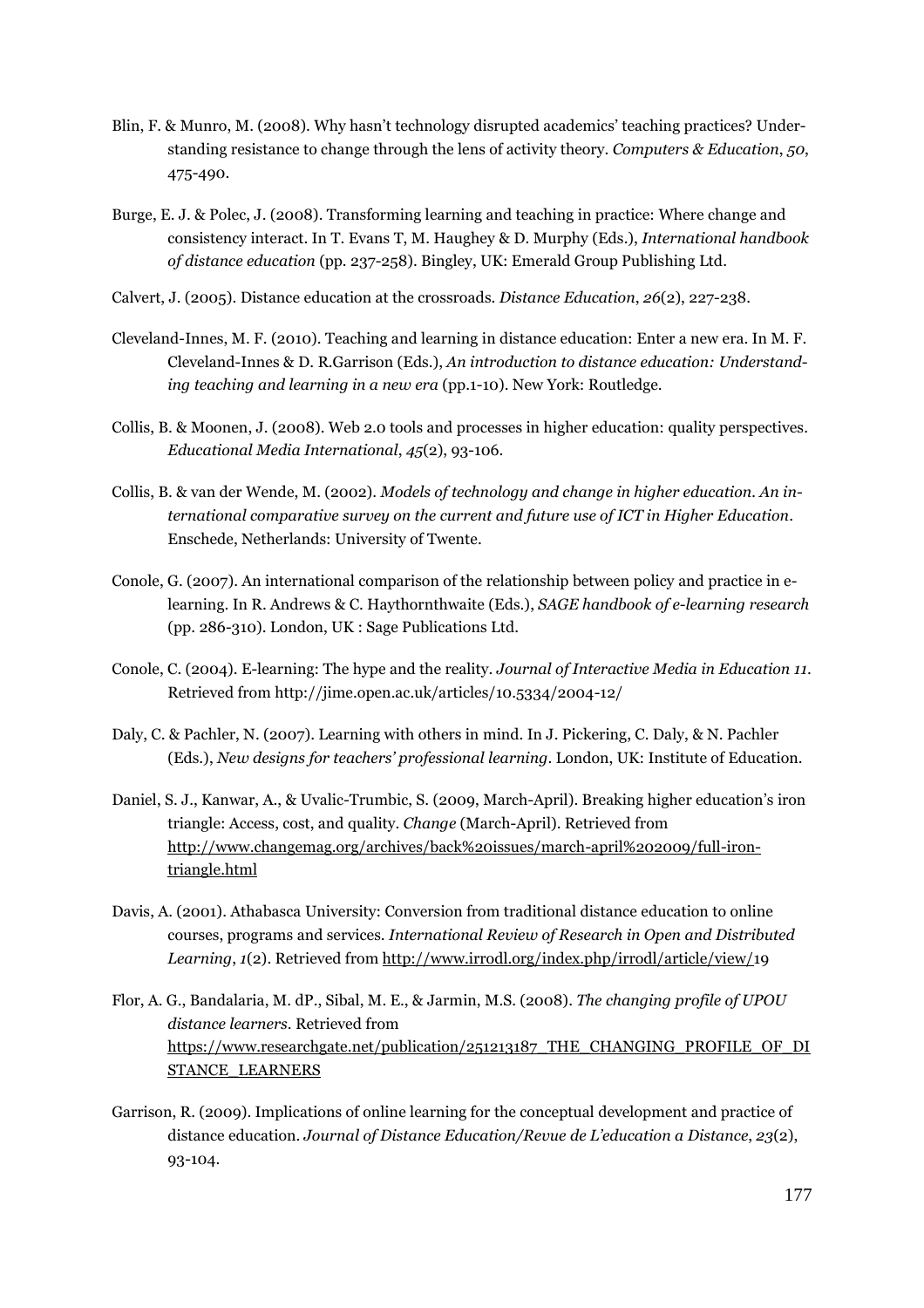Blin, F. & Munro, M. (2008). Why hasn't technology disrupted academics' teaching practices? Understanding resistance to change through the lens of activity theory. *Computers & Education*, *50*, 475-490.

Burge, E. J. & Polec, J. (2008). Transforming learning and teaching in practice: Where change and consistency interact. In T. Evans T, M. Haughey & D. Murphy (Eds.), *International handbook of distance education* (pp. 237-258). Bingley, UK: Emerald Group Publishing Ltd.

Calvert, J. (2005). Distance education at the crossroads. *Distance Education*, *26*(2), 227-238.

Cleveland-Innes, M. F. (2010). Teaching and learning in distance education: Enter a new era. In M. F. Cleveland-Innes & D. R.Garrison (Eds.), *An introduction to distance education: Understanding teaching and learning in a new era* (pp.1-10). New York: Routledge.

Collis, B. & Moonen, J. (2008). Web 2.0 tools and processes in higher education: quality perspectives. *Educational Media International*, *45*(2), 93-106.

Collis, B. & van der Wende, M. (2002). *Models of technology and change in higher education. An international comparative survey on the current and future use of ICT in Higher Education*. Enschede, Netherlands: University of Twente.

Conole, G. (2007). An international comparison of the relationship between policy and practice in e-learning. In R. Andrews & C. Haythornthwaite (Eds.), *SAGE handbook of e-learning research* (pp. 286-310). London, UK : Sage Publications Ltd.

Conole, C. (2004). E-learning: The hype and the reality. *Journal of Interactive Media in Education 11*. Retrieved from http://jime.open.ac.uk/articles/10.5334/2004-12/

Daly, C. & Pachler, N. (2007). Learning with others in mind. In J. Pickering, C. Daly, & N. Pachler (Eds.), *New designs for teachers' professional learning*. London, UK: Institute of Education.

Daniel, S. J., Kanwar, A., & Uvalic-Trumbic, S. (2009, March-April). Breaking higher education's iron triangle: Access, cost, and quality. *Change* (March-April). Retrieved from http://www.changemag.org/archives/back%20issues/march-april%202009/full-iron-triangle.html

Davis, A. (2001). Athabasca University: Conversion from traditional distance education to online courses, programs and services. *International Review of Research in Open and Distributed Learning*, *1*(2). Retrieved from http://www.irrodl.org/index.php/irrodl/article/view/19

Flor, A. G., Bandalaria, M. dP., Sibal, M. E., & Jarmin, M.S. (2008). *The changing profile of UPOU distance learners*. Retrieved from https://www.researchgate.net/publication/251213187_THE_CHANGING_PROFILE_OF_DISTANCE_LEARNERS

Garrison, R. (2009). Implications of online learning for the conceptual development and practice of distance education. *Journal of Distance Education/Revue de L'education a Distance*, *23*(2), 93-104.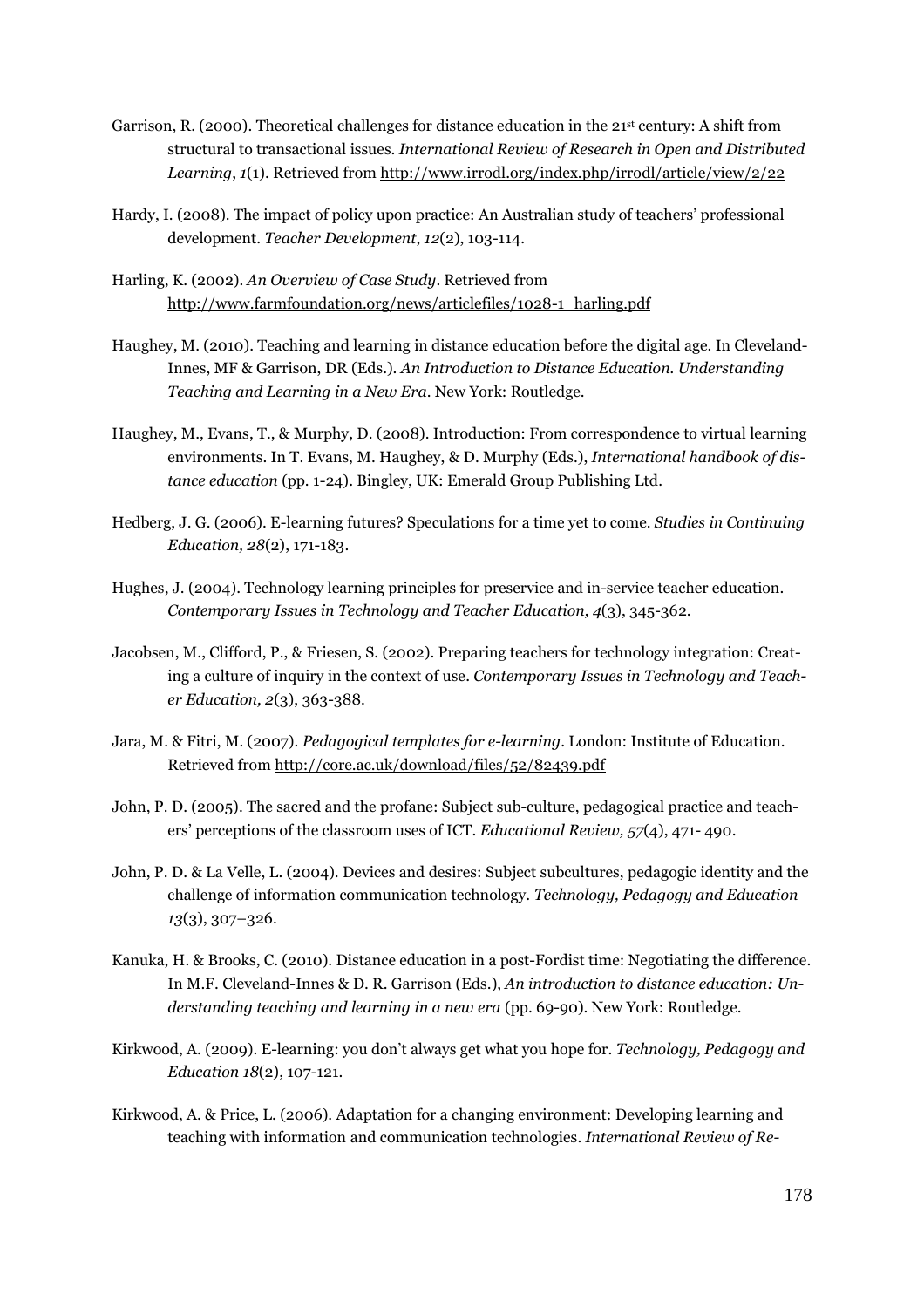Garrison, R. (2000). Theoretical challenges for distance education in the 21st century: A shift from structural to transactional issues. *International Review of Research in Open and Distributed Learning*, *1*(1). Retrieved from http://www.irrodl.org/index.php/irrodl/article/view/2/22

Hardy, I. (2008). The impact of policy upon practice: An Australian study of teachers' professional development. *Teacher Development*, *12*(2), 103-114.

Harling, K. (2002). *An Overview of Case Study*. Retrieved from http://www.farmfoundation.org/news/articlefiles/1028-1_harling.pdf

Haughey, M. (2010). Teaching and learning in distance education before the digital age. In Cleveland-Innes, MF & Garrison, DR (Eds.). *An Introduction to Distance Education. Understanding Teaching and Learning in a New Era*. New York: Routledge.

Haughey, M., Evans, T., & Murphy, D. (2008). Introduction: From correspondence to virtual learning environments. In T. Evans, M. Haughey, & D. Murphy (Eds.), *International handbook of distance education* (pp. 1-24). Bingley, UK: Emerald Group Publishing Ltd.

Hedberg, J. G. (2006). E-learning futures? Speculations for a time yet to come. *Studies in Continuing Education, 28*(2), 171-183.

Hughes, J. (2004). Technology learning principles for preservice and in-service teacher education. *Contemporary Issues in Technology and Teacher Education, 4*(3), 345-362.

Jacobsen, M., Clifford, P., & Friesen, S. (2002). Preparing teachers for technology integration: Creating a culture of inquiry in the context of use. *Contemporary Issues in Technology and Teacher Education, 2*(3), 363-388.

Jara, M. & Fitri, M. (2007). *Pedagogical templates for e-learning*. London: Institute of Education. Retrieved from http://core.ac.uk/download/files/52/82439.pdf

John, P. D. (2005). The sacred and the profane: Subject sub-culture, pedagogical practice and teachers' perceptions of the classroom uses of ICT. *Educational Review, 57*(4), 471- 490.

John, P. D. & La Velle, L. (2004). Devices and desires: Subject subcultures, pedagogic identity and the challenge of information communication technology. *Technology, Pedagogy and Education 13*(3), 307–326.

Kanuka, H. & Brooks, C. (2010). Distance education in a post-Fordist time: Negotiating the difference. In M.F. Cleveland-Innes & D. R. Garrison (Eds.), *An introduction to distance education: Understanding teaching and learning in a new era* (pp. 69-90). New York: Routledge.

Kirkwood, A. (2009). E-learning: you don't always get what you hope for. *Technology, Pedagogy and Education 18*(2), 107-121.

Kirkwood, A. & Price, L. (2006). Adaptation for a changing environment: Developing learning and teaching with information and communication technologies. *International Review of Re-*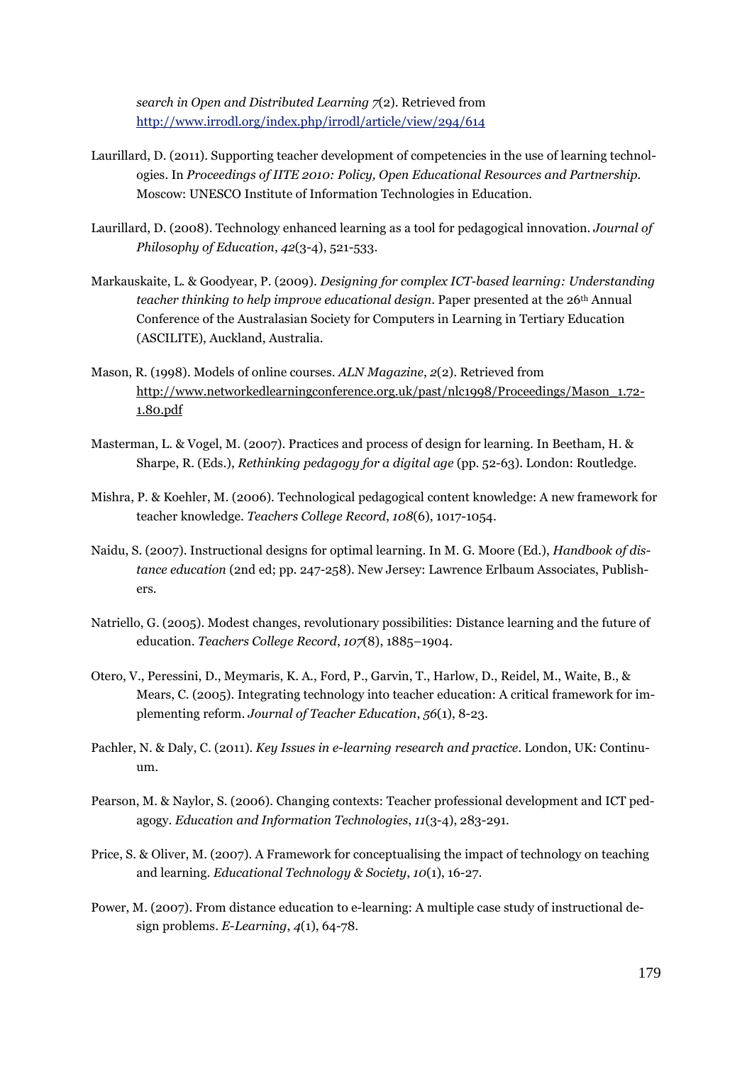*search in Open and Distributed Learning 7*(2). Retrieved from http://www.irrodl.org/index.php/irrodl/article/view/294/614

Laurillard, D. (2011). Supporting teacher development of competencies in the use of learning technologies. In *Proceedings of IITE 2010: Policy, Open Educational Resources and Partnership*. Moscow: UNESCO Institute of Information Technologies in Education.

Laurillard, D. (2008). Technology enhanced learning as a tool for pedagogical innovation. *Journal of Philosophy of Education*, *42*(3-4), 521-533.

Markauskaite, L. & Goodyear, P. (2009). *Designing for complex ICT-based learning: Understanding teacher thinking to help improve educational design*. Paper presented at the 26th Annual Conference of the Australasian Society for Computers in Learning in Tertiary Education (ASCILITE), Auckland, Australia.

Mason, R. (1998). Models of online courses. *ALN Magazine*, *2*(2). Retrieved from http://www.networkedlearningconference.org.uk/past/nlc1998/Proceedings/Mason_1.72-1.80.pdf

Masterman, L. & Vogel, M. (2007). Practices and process of design for learning. In Beetham, H. & Sharpe, R. (Eds.), *Rethinking pedagogy for a digital age* (pp. 52-63). London: Routledge.

Mishra, P. & Koehler, M. (2006). Technological pedagogical content knowledge: A new framework for teacher knowledge. *Teachers College Record*, *108*(6), 1017-1054.

Naidu, S. (2007). Instructional designs for optimal learning. In M. G. Moore (Ed.), *Handbook of distance education* (2nd ed; pp. 247-258). New Jersey: Lawrence Erlbaum Associates, Publishers.

Natriello, G. (2005). Modest changes, revolutionary possibilities: Distance learning and the future of education. *Teachers College Record*, *107*(8), 1885–1904.

Otero, V., Peressini, D., Meymaris, K. A., Ford, P., Garvin, T., Harlow, D., Reidel, M., Waite, B., & Mears, C. (2005). Integrating technology into teacher education: A critical framework for implementing reform. *Journal of Teacher Education*, *56*(1), 8-23.

Pachler, N. & Daly, C. (2011). *Key Issues in e-learning research and practice*. London, UK: Continuum.

Pearson, M. & Naylor, S. (2006). Changing contexts: Teacher professional development and ICT pedagogy. *Education and Information Technologies*, *11*(3-4), 283-291.

Price, S. & Oliver, M. (2007). A Framework for conceptualising the impact of technology on teaching and learning. *Educational Technology & Society*, *10*(1), 16-27.

Power, M. (2007). From distance education to e-learning: A multiple case study of instructional design problems. *E-Learning*, *4*(1), 64-78.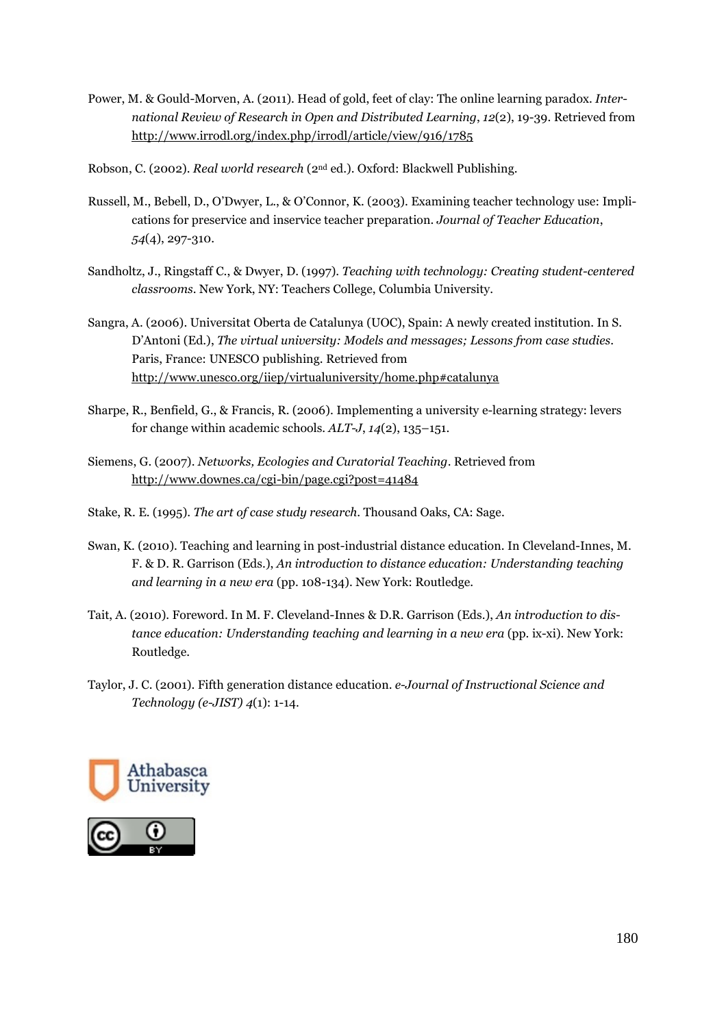Power, M. & Gould-Morven, A. (2011). Head of gold, feet of clay: The online learning paradox. *International Review of Research in Open and Distributed Learning*, *12*(2), 19-39. Retrieved from http://www.irrodl.org/index.php/irrodl/article/view/916/1785

Robson, C. (2002). *Real world research* (2nd ed.). Oxford: Blackwell Publishing.

Russell, M., Bebell, D., O'Dwyer, L., & O'Connor, K. (2003). Examining teacher technology use: Implications for preservice and inservice teacher preparation. *Journal of Teacher Education*, *54*(4), 297-310.

Sandholtz, J., Ringstaff C., & Dwyer, D. (1997). *Teaching with technology: Creating student-centered classrooms*. New York, NY: Teachers College, Columbia University.

Sangra, A. (2006). Universitat Oberta de Catalunya (UOC), Spain: A newly created institution. In S. D'Antoni (Ed.), *The virtual university: Models and messages; Lessons from case studies*. Paris, France: UNESCO publishing. Retrieved from http://www.unesco.org/iiep/virtualuniversity/home.php#catalunya

Sharpe, R., Benfield, G., & Francis, R. (2006). Implementing a university e-learning strategy: levers for change within academic schools. *ALT-J*, *14*(2), 135–151.

Siemens, G. (2007). *Networks, Ecologies and Curatorial Teaching*. Retrieved from http://www.downes.ca/cgi-bin/page.cgi?post=41484

Stake, R. E. (1995). *The art of case study research*. Thousand Oaks, CA: Sage.

Swan, K. (2010). Teaching and learning in post-industrial distance education. In Cleveland-Innes, M. F. & D. R. Garrison (Eds.), *An introduction to distance education: Understanding teaching and learning in a new era* (pp. 108-134). New York: Routledge.

Tait, A. (2010). Foreword. In M. F. Cleveland-Innes & D.R. Garrison (Eds.), *An introduction to distance education: Understanding teaching and learning in a new era* (pp. ix-xi). New York: Routledge.

Taylor, J. C. (2001). Fifth generation distance education. *e-Journal of Instructional Science and Technology (e-JIST)* *4*(1): 1-14.

Athabasca University